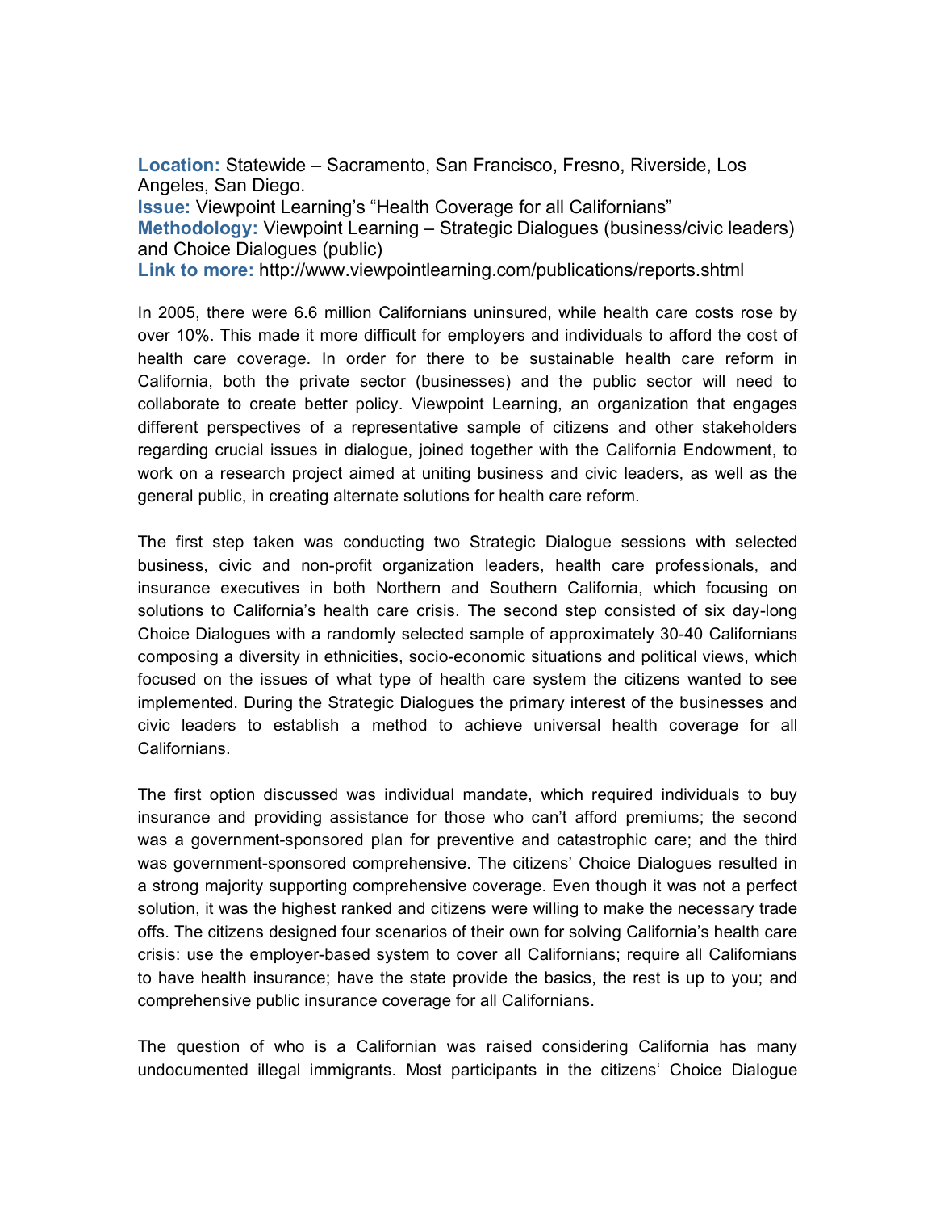**Location:** Statewide – Sacramento, San Francisco, Fresno, Riverside, Los Angeles, San Diego.
**Issue:** Viewpoint Learning's "Health Coverage for all Californians"
**Methodology:** Viewpoint Learning – Strategic Dialogues (business/civic leaders) and Choice Dialogues (public)
**Link to more:** http://www.viewpointlearning.com/publications/reports.shtml

In 2005, there were 6.6 million Californians uninsured, while health care costs rose by over 10%. This made it more difficult for employers and individuals to afford the cost of health care coverage. In order for there to be sustainable health care reform in California, both the private sector (businesses) and the public sector will need to collaborate to create better policy. Viewpoint Learning, an organization that engages different perspectives of a representative sample of citizens and other stakeholders regarding crucial issues in dialogue, joined together with the California Endowment, to work on a research project aimed at uniting business and civic leaders, as well as the general public, in creating alternate solutions for health care reform.

The first step taken was conducting two Strategic Dialogue sessions with selected business, civic and non-profit organization leaders, health care professionals, and insurance executives in both Northern and Southern California, which focusing on solutions to California's health care crisis. The second step consisted of six day-long Choice Dialogues with a randomly selected sample of approximately 30-40 Californians composing a diversity in ethnicities, socio-economic situations and political views, which focused on the issues of what type of health care system the citizens wanted to see implemented. During the Strategic Dialogues the primary interest of the businesses and civic leaders to establish a method to achieve universal health coverage for all Californians.

The first option discussed was individual mandate, which required individuals to buy insurance and providing assistance for those who can't afford premiums; the second was a government-sponsored plan for preventive and catastrophic care; and the third was government-sponsored comprehensive. The citizens' Choice Dialogues resulted in a strong majority supporting comprehensive coverage. Even though it was not a perfect solution, it was the highest ranked and citizens were willing to make the necessary trade offs. The citizens designed four scenarios of their own for solving California's health care crisis: use the employer-based system to cover all Californians; require all Californians to have health insurance; have the state provide the basics, the rest is up to you; and comprehensive public insurance coverage for all Californians.

The question of who is a Californian was raised considering California has many undocumented illegal immigrants. Most participants in the citizens' Choice Dialogue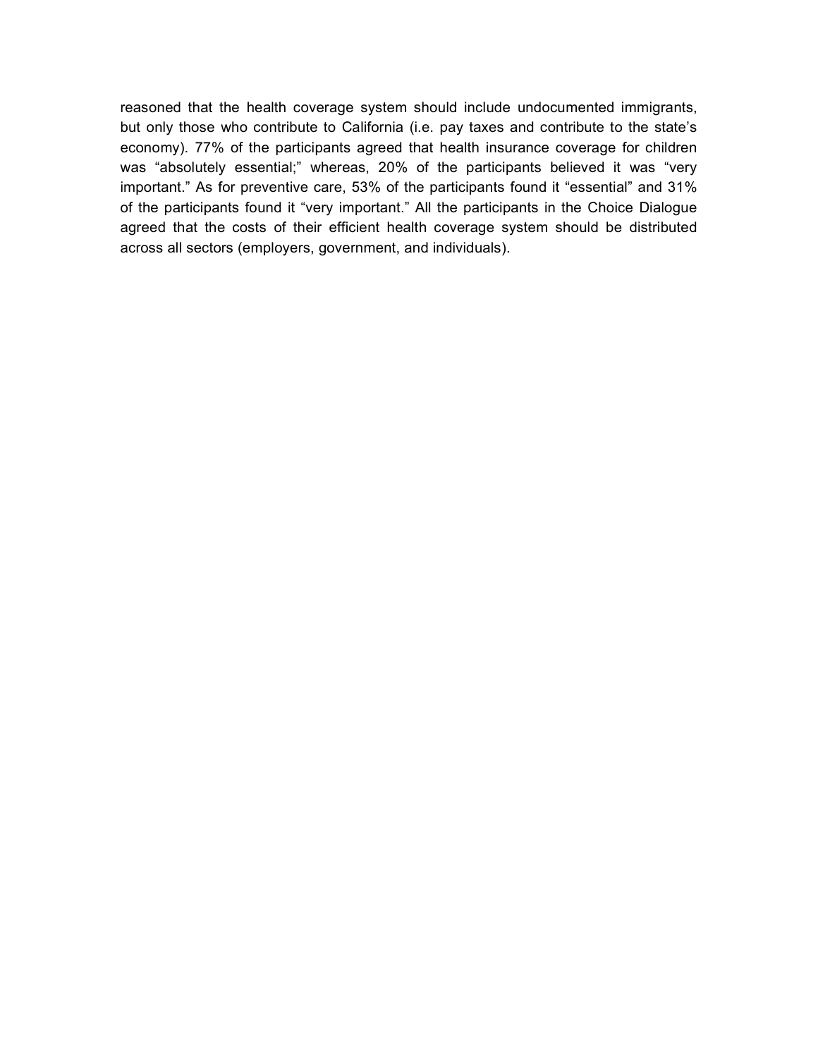reasoned that the health coverage system should include undocumented immigrants, but only those who contribute to California (i.e. pay taxes and contribute to the state's economy). 77% of the participants agreed that health insurance coverage for children was "absolutely essential;" whereas, 20% of the participants believed it was "very important." As for preventive care, 53% of the participants found it "essential" and 31% of the participants found it "very important." All the participants in the Choice Dialogue agreed that the costs of their efficient health coverage system should be distributed across all sectors (employers, government, and individuals).